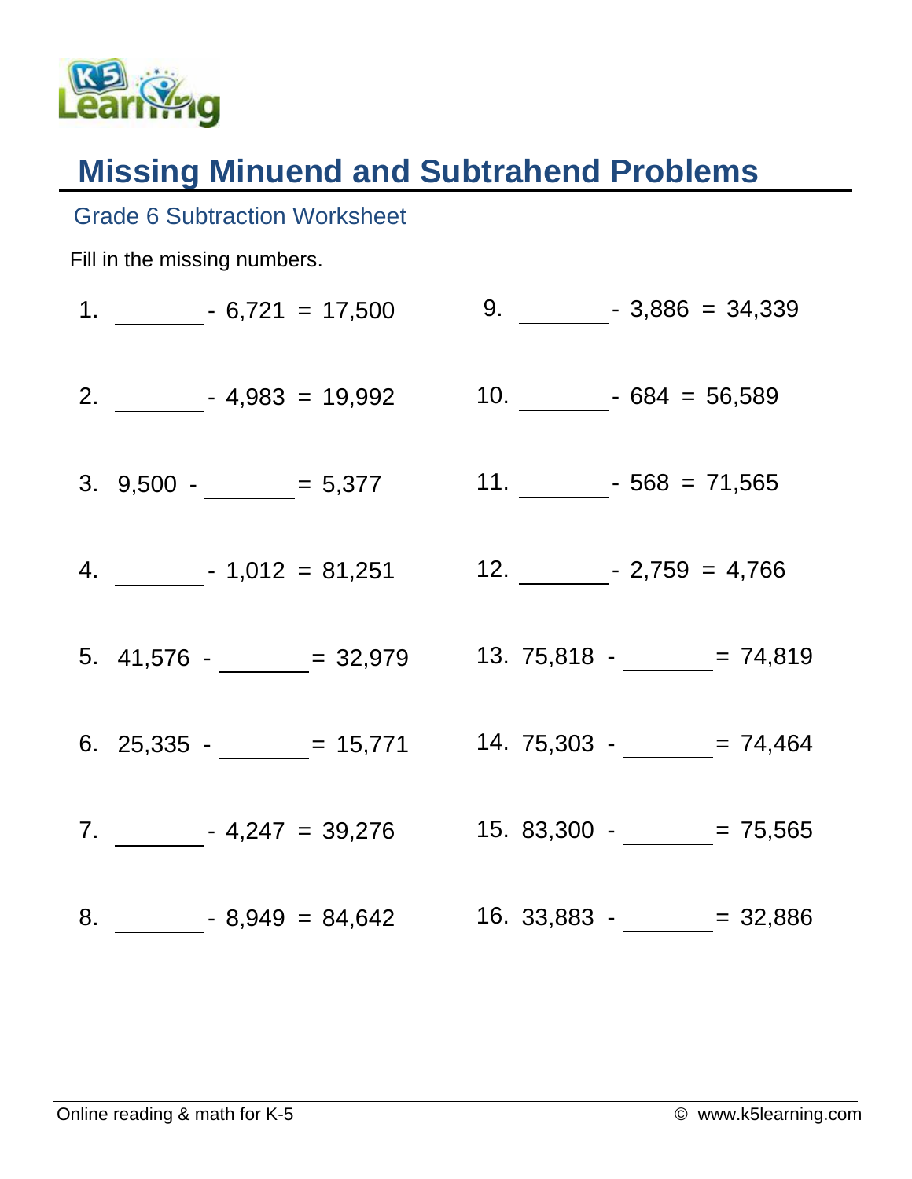# Missing Minuend and Subtrahend Problems

## Grade 6 Subtraction Worksheet

Fill in the missing numbers.

1. _______ - 6,721 = 17,500
2. _______ - 4,983 = 19,992
3. 9,500 - _______ = 5,377
4. _______ - 1,012 = 81,251
5. 41,576 - _______ = 32,979
6. 25,335 - _______ = 15,771
7. _______ - 4,247 = 39,276
8. _______ - 8,949 = 84,642
9. _______ - 3,886 = 34,339
10. _______ - 684 = 56,589
11. _______ - 568 = 71,565
12. _______ - 2,759 = 4,766
13. 75,818 - _______ = 74,819
14. 75,303 - _______ = 74,464
15. 83,300 - _______ = 75,565
16. 33,883 - _______ = 32,886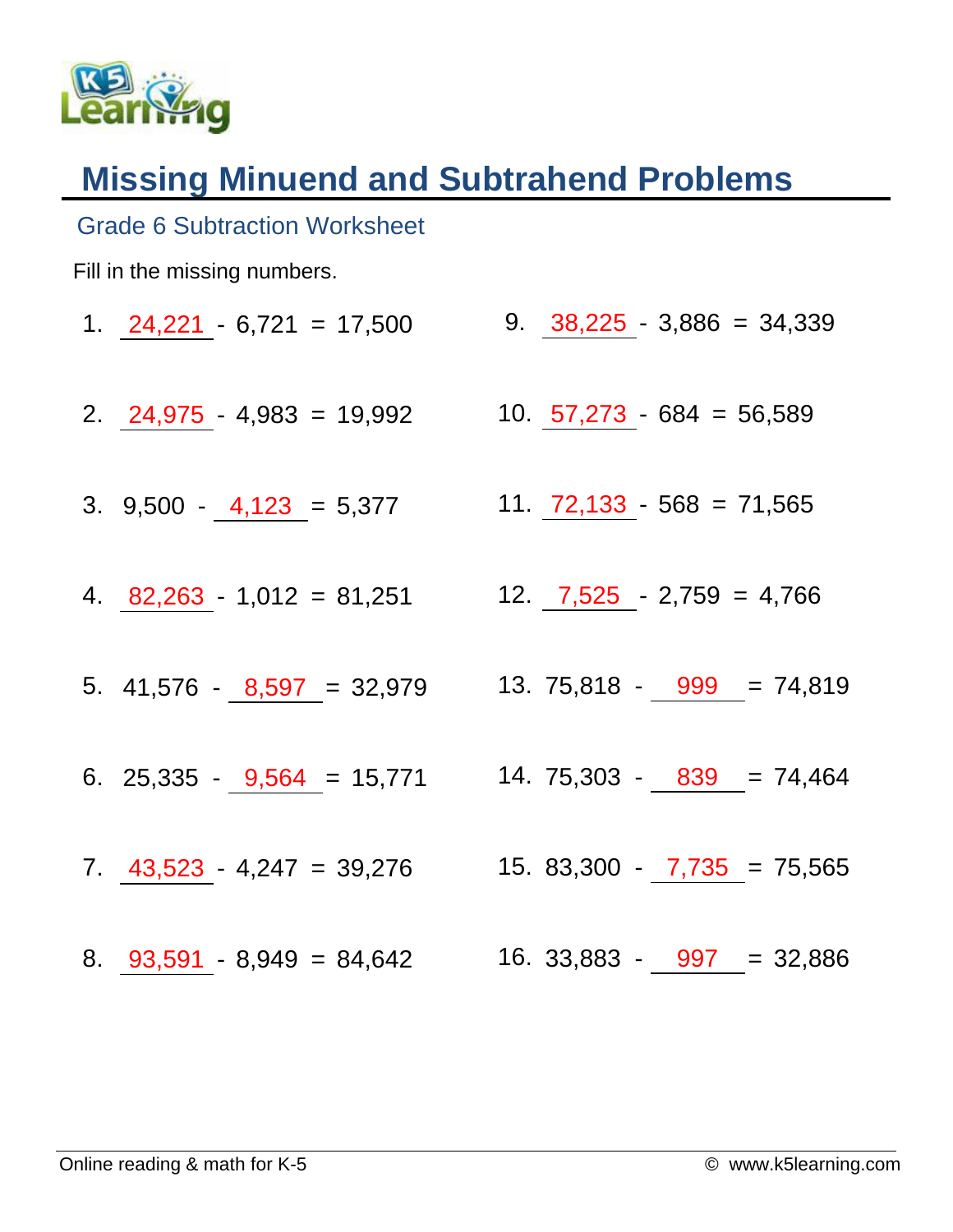# Missing Minuend and Subtrahend Problems

## Grade 6 Subtraction Worksheet

Fill in the missing numbers.

1. 24,221 - 6,721 = 17,500
2. 24,975 - 4,983 = 19,992
3. 9,500 - 4,123 = 5,377
4. 82,263 - 1,012 = 81,251
5. 41,576 - 8,597 = 32,979
6. 25,335 - 9,564 = 15,771
7. 43,523 - 4,247 = 39,276
8. 93,591 - 8,949 = 84,642
9. 38,225 - 3,886 = 34,339
10. 57,273 - 684 = 56,589
11. 72,133 - 568 = 71,565
12. 7,525 - 2,759 = 4,766
13. 75,818 - 999 = 74,819
14. 75,303 - 839 = 74,464
15. 83,300 - 7,735 = 75,565
16. 33,883 - 997 = 32,886

Online reading & math for K-5 © www.k5learning.com